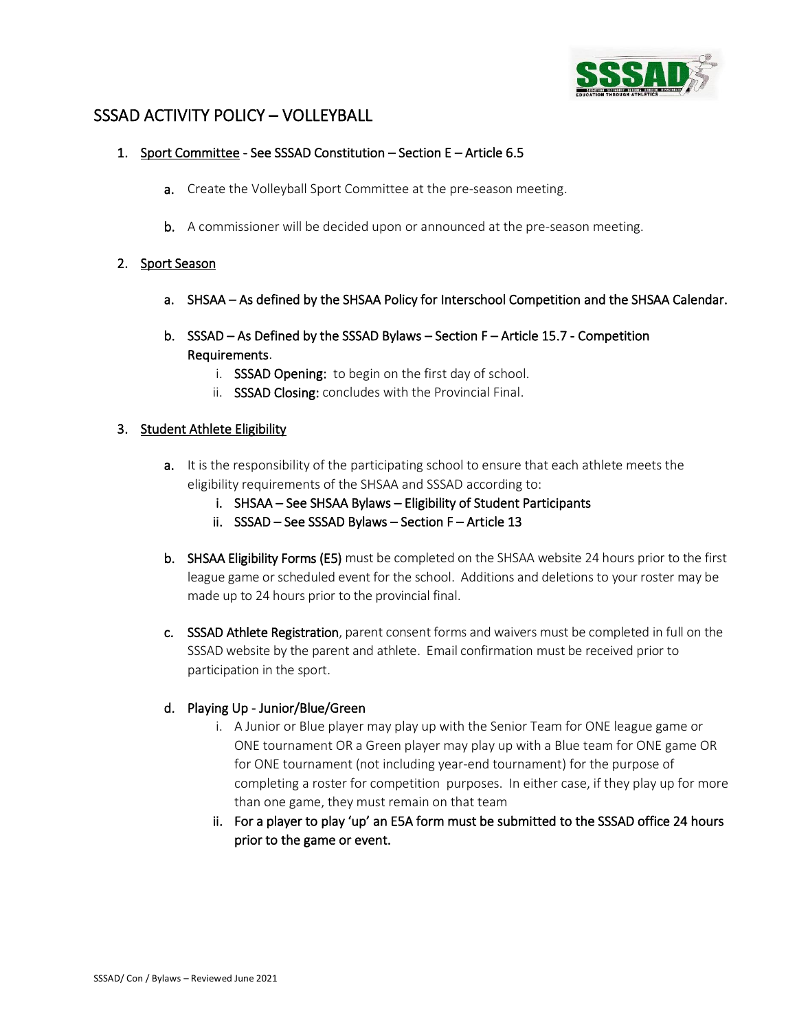# SSSAD ACTIVITY POLICY – VOLLEYBALL

1. <u>Sport Committee</u> - See SSSAD Constitution – Section E – Article 6.5

   a. Create the Volleyball Sport Committee at the pre-season meeting.

   b. A commissioner will be decided upon or announced at the pre-season meeting.

2. <u>Sport Season</u>

   a. SHSAA – As defined by the SHSAA Policy for Interschool Competition and the SHSAA Calendar.

   b. SSSAD – As Defined by the SSSAD Bylaws – Section F – Article 15.7 - Competition Requirements.
      i. **SSSAD Opening:** to begin on the first day of school.
      ii. **SSSAD Closing:** concludes with the Provincial Final.

3. <u>Student Athlete Eligibility</u>

   a. It is the responsibility of the participating school to ensure that each athlete meets the eligibility requirements of the SHSAA and SSSAD according to:
      i. SHSAA – See SHSAA Bylaws – Eligibility of Student Participants
      ii. SSSAD – See SSSAD Bylaws – Section F – Article 13

   b. **SHSAA Eligibility Forms (E5)** must be completed on the SHSAA website 24 hours prior to the first league game or scheduled event for the school. Additions and deletions to your roster may be made up to 24 hours prior to the provincial final.

   c. **SSSAD Athlete Registration**, parent consent forms and waivers must be completed in full on the SSSAD website by the parent and athlete. Email confirmation must be received prior to participation in the sport.

   d. Playing Up - Junior/Blue/Green
      i. A Junior or Blue player may play up with the Senior Team for ONE league game or ONE tournament OR a Green player may play up with a Blue team for ONE game OR for ONE tournament (not including year-end tournament) for the purpose of completing a roster for competition purposes. In either case, if they play up for more than one game, they must remain on that team
      ii. For a player to play 'up' an E5A form must be submitted to the SSSAD office 24 hours prior to the game or event.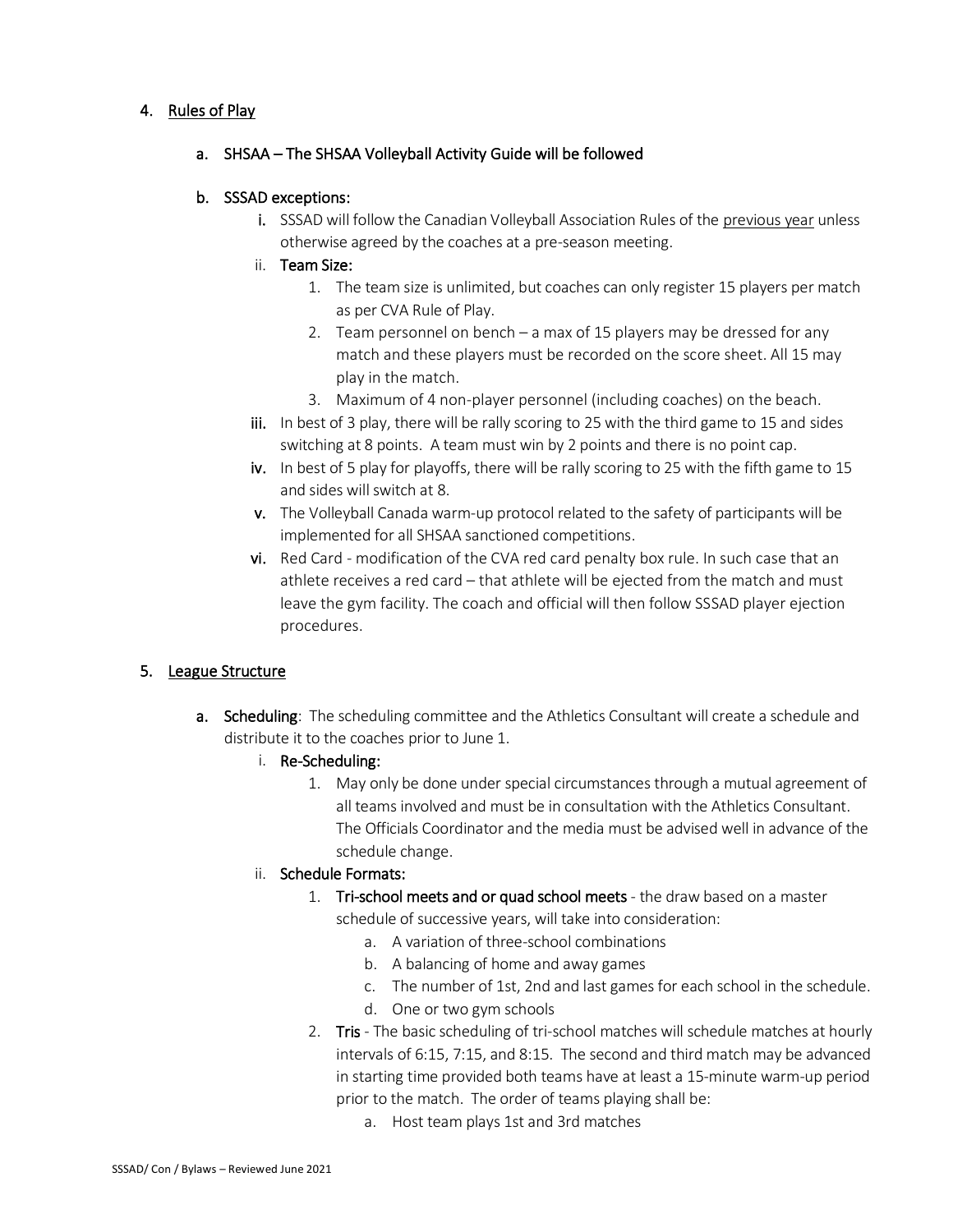4. <u>Rules of Play</u>

   a. **SHSAA – The SHSAA Volleyball Activity Guide will be followed**

   b. **SSSAD exceptions:**

      i. SSSAD will follow the Canadian Volleyball Association Rules of the <u>previous year</u> unless otherwise agreed by the coaches at a pre-season meeting.

      ii. **Team Size:**

         1. The team size is unlimited, but coaches can only register 15 players per match as per CVA Rule of Play.
         2. Team personnel on bench – a max of 15 players may be dressed for any match and these players must be recorded on the score sheet. All 15 may play in the match.
         3. Maximum of 4 non-player personnel (including coaches) on the beach.

      iii. In best of 3 play, there will be rally scoring to 25 with the third game to 15 and sides switching at 8 points. A team must win by 2 points and there is no point cap.

      iv. In best of 5 play for playoffs, there will be rally scoring to 25 with the fifth game to 15 and sides will switch at 8.

      v. The Volleyball Canada warm-up protocol related to the safety of participants will be implemented for all SHSAA sanctioned competitions.

      vi. Red Card - modification of the CVA red card penalty box rule. In such case that an athlete receives a red card – that athlete will be ejected from the match and must leave the gym facility. The coach and official will then follow SSSAD player ejection procedures.

5. <u>League Structure</u>

   a. **Scheduling**: The scheduling committee and the Athletics Consultant will create a schedule and distribute it to the coaches prior to June 1.

      i. **Re-Scheduling:**

         1. May only be done under special circumstances through a mutual agreement of all teams involved and must be in consultation with the Athletics Consultant. The Officials Coordinator and the media must be advised well in advance of the schedule change.

      ii. **Schedule Formats:**

         1. **Tri-school meets and or quad school meets** - the draw based on a master schedule of successive years, will take into consideration:
            a. A variation of three-school combinations
            b. A balancing of home and away games
            c. The number of 1st, 2nd and last games for each school in the schedule.
            d. One or two gym schools
         2. **Tris** - The basic scheduling of tri-school matches will schedule matches at hourly intervals of 6:15, 7:15, and 8:15. The second and third match may be advanced in starting time provided both teams have at least a 15-minute warm-up period prior to the match. The order of teams playing shall be:
            a. Host team plays 1st and 3rd matches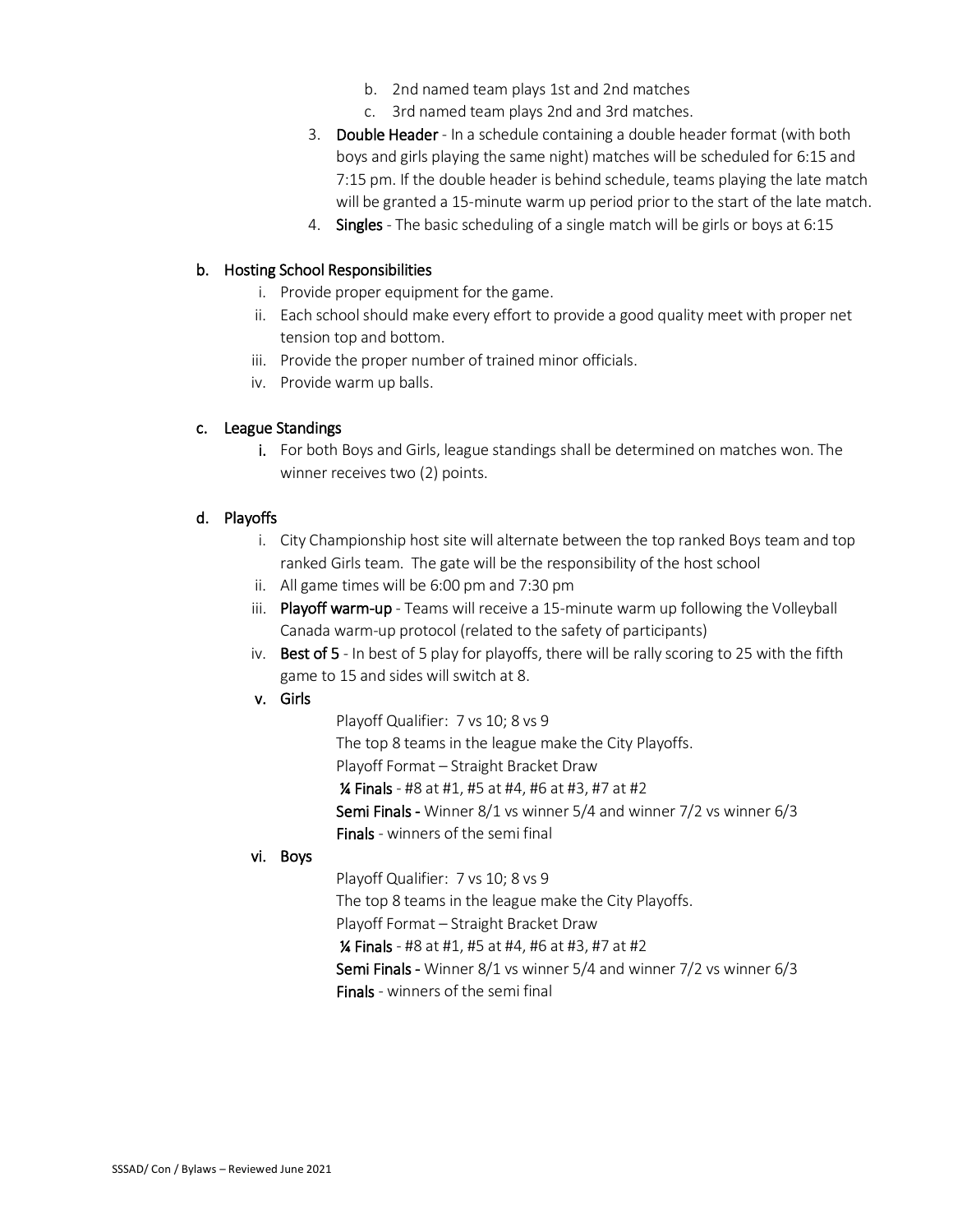b. 2nd named team plays 1st and 2nd matches
   c. 3rd named team plays 2nd and 3rd matches.

3. **Double Header** - In a schedule containing a double header format (with both boys and girls playing the same night) matches will be scheduled for 6:15 and 7:15 pm. If the double header is behind schedule, teams playing the late match will be granted a 15-minute warm up period prior to the start of the late match.
4. **Singles** - The basic scheduling of a single match will be girls or boys at 6:15

### b. Hosting School Responsibilities

i. Provide proper equipment for the game.
ii. Each school should make every effort to provide a good quality meet with proper net tension top and bottom.
iii. Provide the proper number of trained minor officials.
iv. Provide warm up balls.

### c. League Standings

i. For both Boys and Girls, league standings shall be determined on matches won. The winner receives two (2) points.

### d. Playoffs

i. City Championship host site will alternate between the top ranked Boys team and top ranked Girls team. The gate will be the responsibility of the host school
ii. All game times will be 6:00 pm and 7:30 pm
iii. **Playoff warm-up** - Teams will receive a 15-minute warm up following the Volleyball Canada warm-up protocol (related to the safety of participants)
iv. **Best of 5** - In best of 5 play for playoffs, there will be rally scoring to 25 with the fifth game to 15 and sides will switch at 8.
v. **Girls**

   Playoff Qualifier: 7 vs 10; 8 vs 9
   The top 8 teams in the league make the City Playoffs.
   Playoff Format – Straight Bracket Draw
   **¼ Finals** - #8 at #1, #5 at #4, #6 at #3, #7 at #2
   **Semi Finals -** Winner 8/1 vs winner 5/4 and winner 7/2 vs winner 6/3
   **Finals** - winners of the semi final

vi. **Boys**

   Playoff Qualifier: 7 vs 10; 8 vs 9
   The top 8 teams in the league make the City Playoffs.
   Playoff Format – Straight Bracket Draw
   **¼ Finals** - #8 at #1, #5 at #4, #6 at #3, #7 at #2
   **Semi Finals -** Winner 8/1 vs winner 5/4 and winner 7/2 vs winner 6/3
   **Finals** - winners of the semi final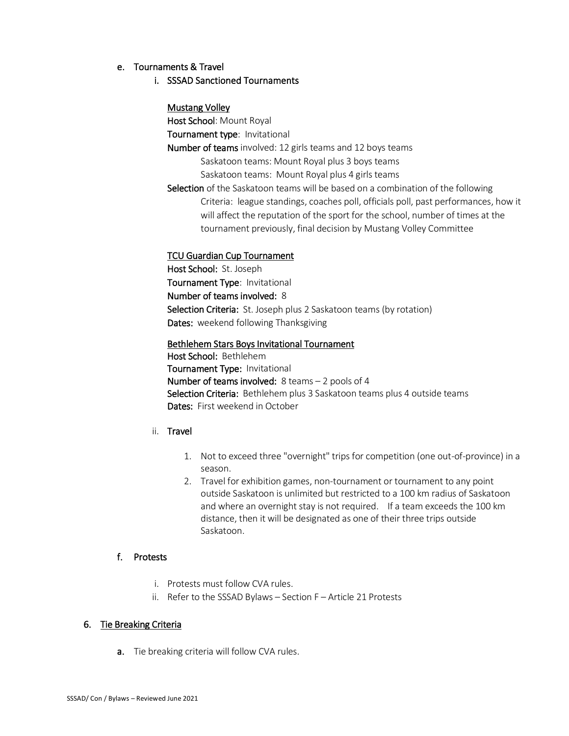e. Tournaments & Travel

i. SSSAD Sanctioned Tournaments

<u>Mustang Volley</u>

**Host School**: Mount Royal

**Tournament type**: Invitational

**Number of teams** involved: 12 girls teams and 12 boys teams

Saskatoon teams: Mount Royal plus 3 boys teams

Saskatoon teams: Mount Royal plus 4 girls teams

**Selection** of the Saskatoon teams will be based on a combination of the following Criteria: league standings, coaches poll, officials poll, past performances, how it will affect the reputation of the sport for the school, number of times at the tournament previously, final decision by Mustang Volley Committee

<u>TCU Guardian Cup Tournament</u>

**Host School:** St. Joseph

**Tournament Type**: Invitational

**Number of teams involved:** 8

**Selection Criteria:** St. Joseph plus 2 Saskatoon teams (by rotation)

**Dates:** weekend following Thanksgiving

<u>Bethlehem Stars Boys Invitational Tournament</u>

**Host School:** Bethlehem

**Tournament Type:** Invitational

**Number of teams involved:** 8 teams – 2 pools of 4

**Selection Criteria:** Bethlehem plus 3 Saskatoon teams plus 4 outside teams

**Dates:** First weekend in October

ii. Travel

1. Not to exceed three "overnight" trips for competition (one out-of-province) in a season.
2. Travel for exhibition games, non-tournament or tournament to any point outside Saskatoon is unlimited but restricted to a 100 km radius of Saskatoon and where an overnight stay is not required. If a team exceeds the 100 km distance, then it will be designated as one of their three trips outside Saskatoon.

f. Protests

i. Protests must follow CVA rules.

ii. Refer to the SSSAD Bylaws – Section F – Article 21 Protests

## 6. <u>Tie Breaking Criteria</u>

**a.** Tie breaking criteria will follow CVA rules.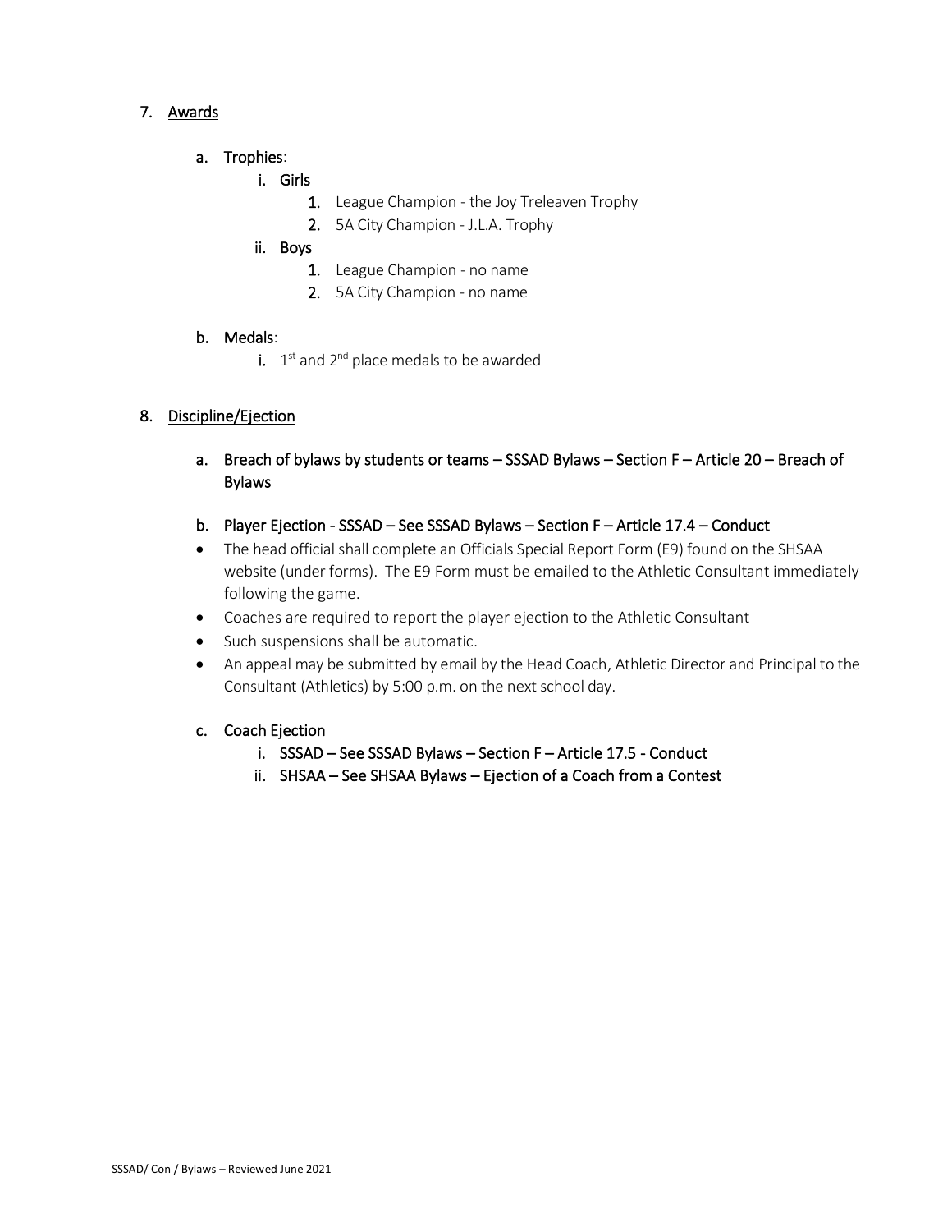7. Awards

   a. **Trophies**:
      i. **Girls**
         1. League Champion - the Joy Treleaven Trophy
         2. 5A City Champion - J.L.A. Trophy
      ii. **Boys**
         1. League Champion - no name
         2. 5A City Champion - no name

   b. **Medals**:
      i. 1st and 2nd place medals to be awarded

8. Discipline/Ejection

   a. **Breach of bylaws by students or teams – SSSAD Bylaws – Section F – Article 20 – Breach of Bylaws**

   b. **Player Ejection - SSSAD – See SSSAD Bylaws – Section F – Article 17.4 – Conduct**
   - The head official shall complete an Officials Special Report Form (E9) found on the SHSAA website (under forms). The E9 Form must be emailed to the Athletic Consultant immediately following the game.
   - Coaches are required to report the player ejection to the Athletic Consultant
   - Such suspensions shall be automatic.
   - An appeal may be submitted by email by the Head Coach, Athletic Director and Principal to the Consultant (Athletics) by 5:00 p.m. on the next school day.

   c. **Coach Ejection**
      i. **SSSAD – See SSSAD Bylaws – Section F – Article 17.5 - Conduct**
      ii. **SHSAA – See SHSAA Bylaws – Ejection of a Coach from a Contest**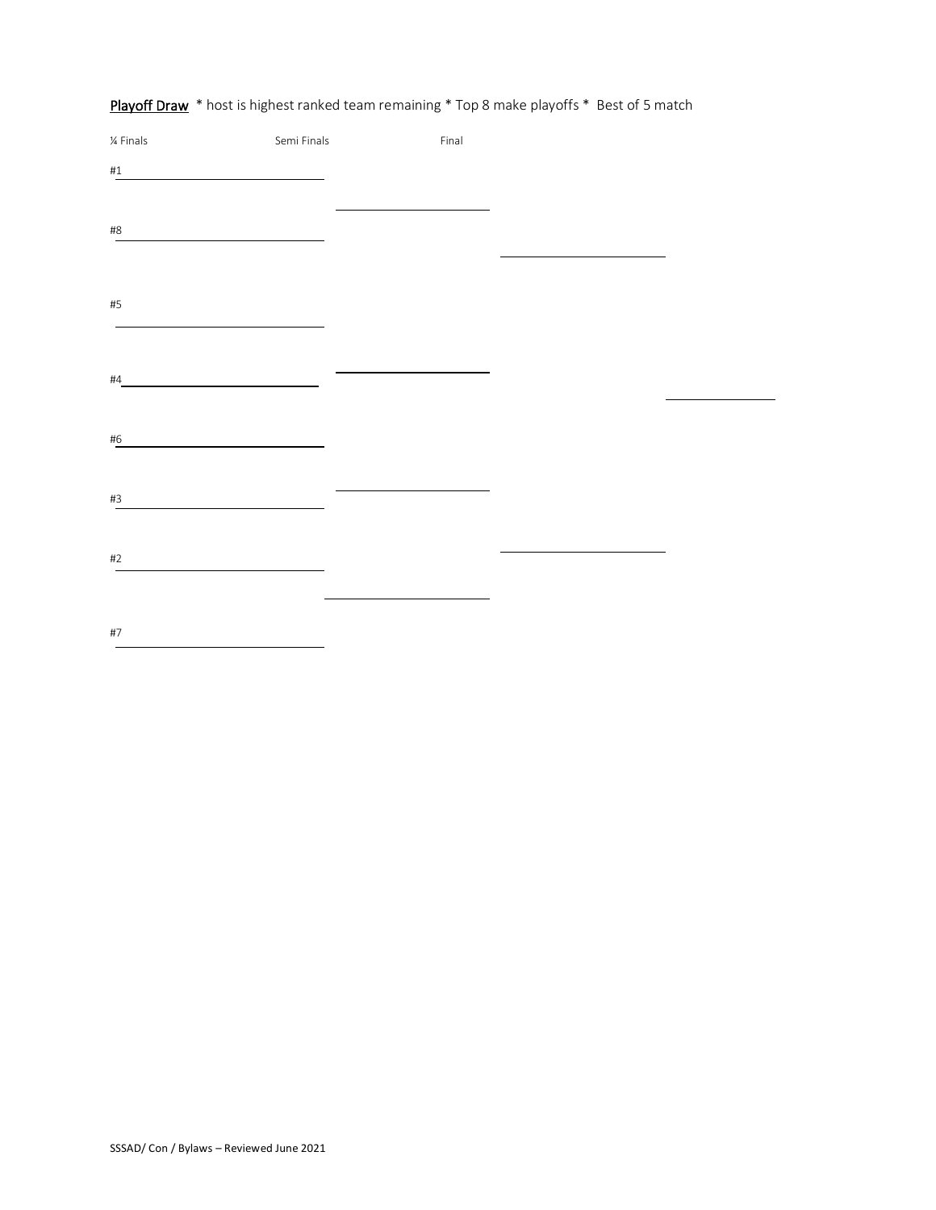**Playoff Draw** * host is highest ranked team remaining * Top 8 make playoffs * Best of 5 match

¼ Finals

Semi Finals

Final

#1

#8

#5

#4

#6

#3

#2

#7

SSSAD/ Con / Bylaws – Reviewed June 2021